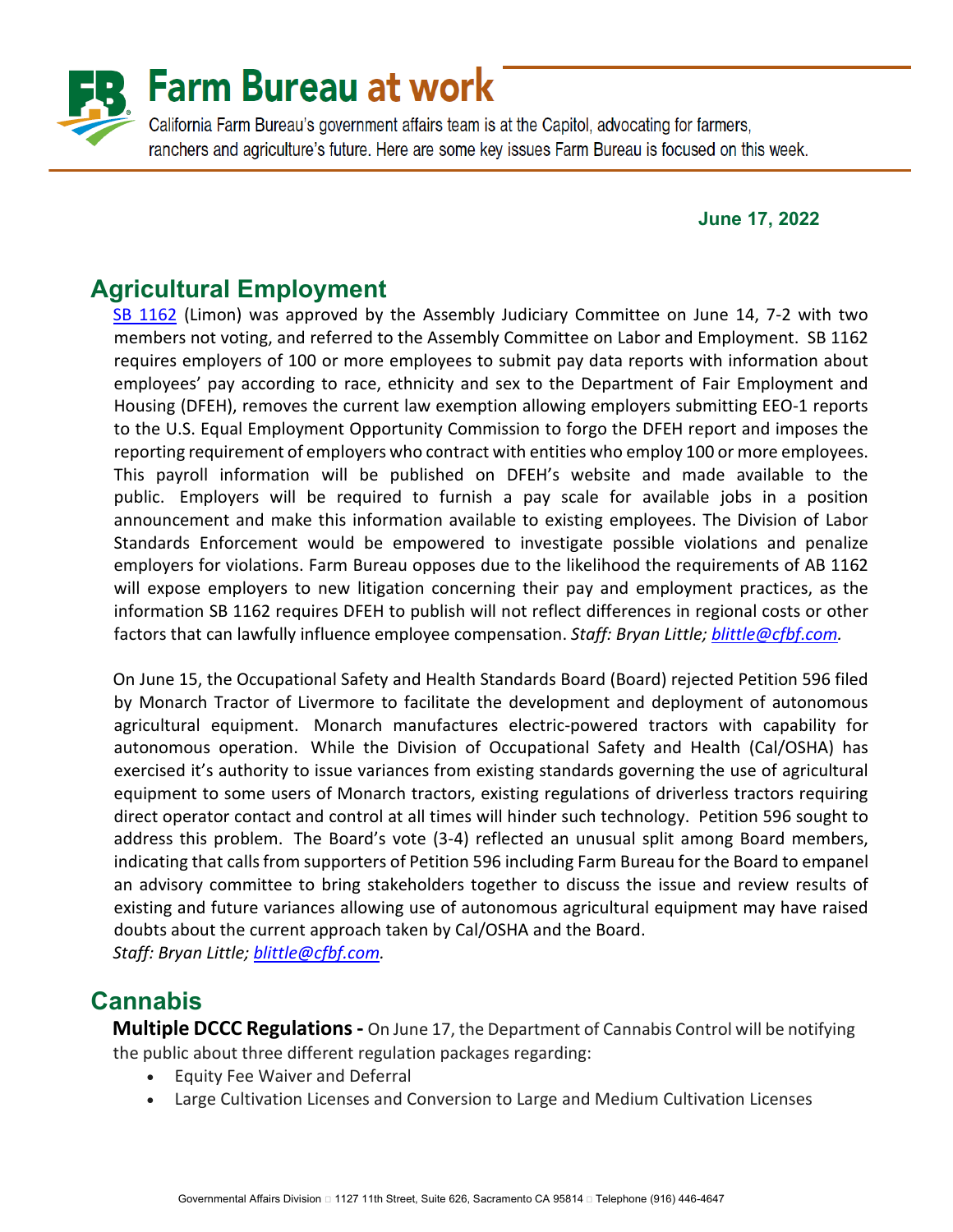# Farm Bureau at work

California Farm Bureau's government affairs team is at the Capitol, advocating for farmers, ranchers and agriculture's future. Here are some key issues Farm Bureau is focused on this week.

**June 17, 2022**

## Agricultural Employment

SB 1162 (Limon) was approved by the Assembly Judiciary Committee on June 14, 7-2 with two members not voting, and referred to the Assembly Committee on Labor and Employment. SB 1162 requires employers of 100 or more employees to submit pay data reports with information about employees' pay according to race, ethnicity and sex to the Department of Fair Employment and Housing (DFEH), removes the current law exemption allowing employers submitting EEO-1 reports to the U.S. Equal Employment Opportunity Commission to forgo the DFEH report and imposes the reporting requirement of employers who contract with entities who employ 100 or more employees. This payroll information will be published on DFEH's website and made available to the public. Employers will be required to furnish a pay scale for available jobs in a position announcement and make this information available to existing employees. The Division of Labor Standards Enforcement would be empowered to investigate possible violations and penalize employers for violations. Farm Bureau opposes due to the likelihood the requirements of AB 1162 will expose employers to new litigation concerning their pay and employment practices, as the information SB 1162 requires DFEH to publish will not reflect differences in regional costs or other factors that can lawfully influence employee compensation. *Staff: Bryan Little; blittle@cfbf.com.*

On June 15, the Occupational Safety and Health Standards Board (Board) rejected Petition 596 filed by Monarch Tractor of Livermore to facilitate the development and deployment of autonomous agricultural equipment. Monarch manufactures electric-powered tractors with capability for autonomous operation. While the Division of Occupational Safety and Health (Cal/OSHA) has exercised it's authority to issue variances from existing standards governing the use of agricultural equipment to some users of Monarch tractors, existing regulations of driverless tractors requiring direct operator contact and control at all times will hinder such technology. Petition 596 sought to address this problem. The Board's vote (3-4) reflected an unusual split among Board members, indicating that calls from supporters of Petition 596 including Farm Bureau for the Board to empanel an advisory committee to bring stakeholders together to discuss the issue and review results of existing and future variances allowing use of autonomous agricultural equipment may have raised doubts about the current approach taken by Cal/OSHA and the Board.
*Staff: Bryan Little; blittle@cfbf.com.*

## Cannabis

**Multiple DCCC Regulations -** On June 17, the Department of Cannabis Control will be notifying the public about three different regulation packages regarding:

- Equity Fee Waiver and Deferral
- Large Cultivation Licenses and Conversion to Large and Medium Cultivation Licenses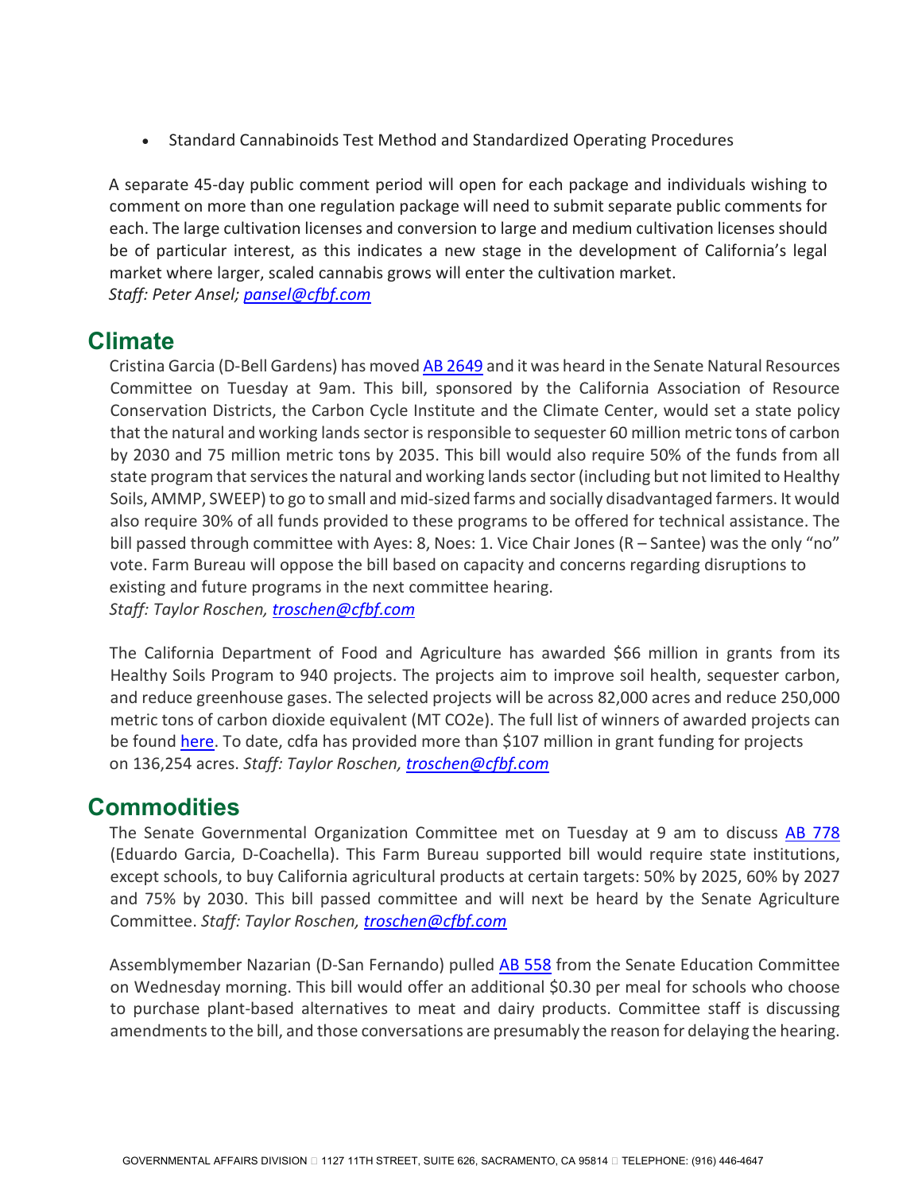- Standard Cannabinoids Test Method and Standardized Operating Procedures

A separate 45-day public comment period will open for each package and individuals wishing to comment on more than one regulation package will need to submit separate public comments for each. The large cultivation licenses and conversion to large and medium cultivation licenses should be of particular interest, as this indicates a new stage in the development of California's legal market where larger, scaled cannabis grows will enter the cultivation market.
*Staff: Peter Ansel; pansel@cfbf.com*

## Climate

Cristina Garcia (D-Bell Gardens) has moved AB 2649 and it was heard in the Senate Natural Resources Committee on Tuesday at 9am. This bill, sponsored by the California Association of Resource Conservation Districts, the Carbon Cycle Institute and the Climate Center, would set a state policy that the natural and working lands sector is responsible to sequester 60 million metric tons of carbon by 2030 and 75 million metric tons by 2035. This bill would also require 50% of the funds from all state program that services the natural and working lands sector (including but not limited to Healthy Soils, AMMP, SWEEP) to go to small and mid-sized farms and socially disadvantaged farmers. It would also require 30% of all funds provided to these programs to be offered for technical assistance. The bill passed through committee with Ayes: 8, Noes: 1. Vice Chair Jones (R – Santee) was the only "no" vote. Farm Bureau will oppose the bill based on capacity and concerns regarding disruptions to existing and future programs in the next committee hearing.
*Staff: Taylor Roschen, troschen@cfbf.com*

The California Department of Food and Agriculture has awarded $66 million in grants from its Healthy Soils Program to 940 projects. The projects aim to improve soil health, sequester carbon, and reduce greenhouse gases. The selected projects will be across 82,000 acres and reduce 250,000 metric tons of carbon dioxide equivalent (MT $CO_2e$). The full list of winners of awarded projects can be found here. To date, cdfa has provided more than $107 million in grant funding for projects on 136,254 acres. *Staff: Taylor Roschen, troschen@cfbf.com*

## Commodities

The Senate Governmental Organization Committee met on Tuesday at 9 am to discuss AB 778 (Eduardo Garcia, D-Coachella). This Farm Bureau supported bill would require state institutions, except schools, to buy California agricultural products at certain targets: 50% by 2025, 60% by 2027 and 75% by 2030. This bill passed committee and will next be heard by the Senate Agriculture Committee. *Staff: Taylor Roschen, troschen@cfbf.com*

Assemblymember Nazarian (D-San Fernando) pulled AB 558 from the Senate Education Committee on Wednesday morning. This bill would offer an additional $0.30 per meal for schools who choose to purchase plant-based alternatives to meat and dairy products. Committee staff is discussing amendments to the bill, and those conversations are presumably the reason for delaying the hearing.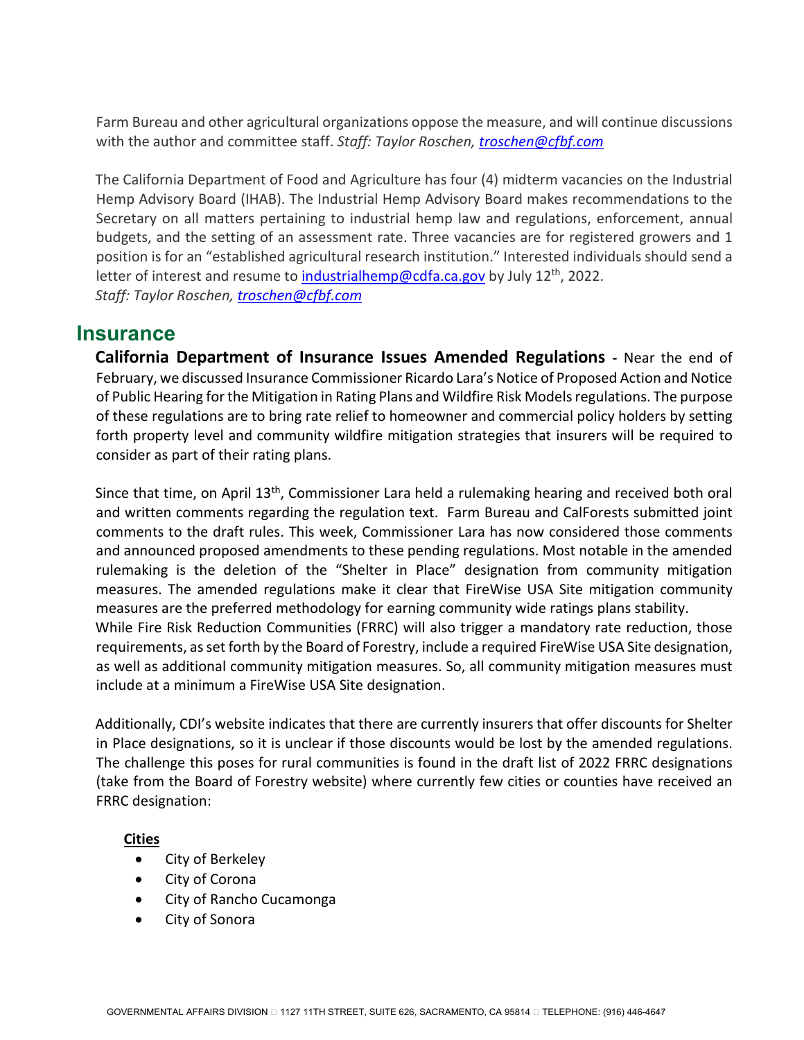Farm Bureau and other agricultural organizations oppose the measure, and will continue discussions with the author and committee staff. *Staff: Taylor Roschen, troschen@cfbf.com*

The California Department of Food and Agriculture has four (4) midterm vacancies on the Industrial Hemp Advisory Board (IHAB). The Industrial Hemp Advisory Board makes recommendations to the Secretary on all matters pertaining to industrial hemp law and regulations, enforcement, annual budgets, and the setting of an assessment rate. Three vacancies are for registered growers and 1 position is for an "established agricultural research institution." Interested individuals should send a letter of interest and resume to industrialhemp@cdfa.ca.gov by July 12th, 2022.
*Staff: Taylor Roschen, troschen@cfbf.com*

## Insurance

**California Department of Insurance Issues Amended Regulations -** Near the end of February, we discussed Insurance Commissioner Ricardo Lara's Notice of Proposed Action and Notice of Public Hearing for the Mitigation in Rating Plans and Wildfire Risk Models regulations. The purpose of these regulations are to bring rate relief to homeowner and commercial policy holders by setting forth property level and community wildfire mitigation strategies that insurers will be required to consider as part of their rating plans.

Since that time, on April 13th, Commissioner Lara held a rulemaking hearing and received both oral and written comments regarding the regulation text. Farm Bureau and CalForests submitted joint comments to the draft rules. This week, Commissioner Lara has now considered those comments and announced proposed amendments to these pending regulations. Most notable in the amended rulemaking is the deletion of the "Shelter in Place" designation from community mitigation measures. The amended regulations make it clear that FireWise USA Site mitigation community measures are the preferred methodology for earning community wide ratings plans stability.
While Fire Risk Reduction Communities (FRRC) will also trigger a mandatory rate reduction, those requirements, as set forth by the Board of Forestry, include a required FireWise USA Site designation, as well as additional community mitigation measures. So, all community mitigation measures must include at a minimum a FireWise USA Site designation.

Additionally, CDI's website indicates that there are currently insurers that offer discounts for Shelter in Place designations, so it is unclear if those discounts would be lost by the amended regulations. The challenge this poses for rural communities is found in the draft list of 2022 FRRC designations (take from the Board of Forestry website) where currently few cities or counties have received an FRRC designation:

**Cities**

- City of Berkeley
- City of Corona
- City of Rancho Cucamonga
- City of Sonora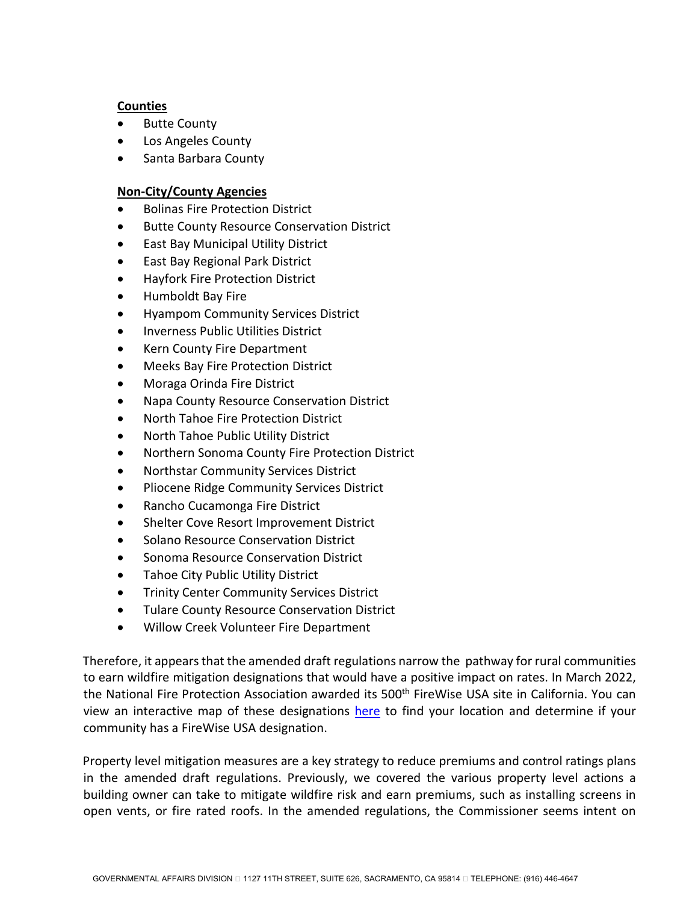**Counties**

- Butte County
- Los Angeles County
- Santa Barbara County

**Non-City/County Agencies**

- Bolinas Fire Protection District
- Butte County Resource Conservation District
- East Bay Municipal Utility District
- East Bay Regional Park District
- Hayfork Fire Protection District
- Humboldt Bay Fire
- Hyampom Community Services District
- Inverness Public Utilities District
- Kern County Fire Department
- Meeks Bay Fire Protection District
- Moraga Orinda Fire District
- Napa County Resource Conservation District
- North Tahoe Fire Protection District
- North Tahoe Public Utility District
- Northern Sonoma County Fire Protection District
- Northstar Community Services District
- Pliocene Ridge Community Services District
- Rancho Cucamonga Fire District
- Shelter Cove Resort Improvement District
- Solano Resource Conservation District
- Sonoma Resource Conservation District
- Tahoe City Public Utility District
- Trinity Center Community Services District
- Tulare County Resource Conservation District
- Willow Creek Volunteer Fire Department

Therefore, it appears that the amended draft regulations narrow the pathway for rural communities to earn wildfire mitigation designations that would have a positive impact on rates. In March 2022, the National Fire Protection Association awarded its 500th FireWise USA site in California. You can view an interactive map of these designations here to find your location and determine if your community has a FireWise USA designation.

Property level mitigation measures are a key strategy to reduce premiums and control ratings plans in the amended draft regulations. Previously, we covered the various property level actions a building owner can take to mitigate wildfire risk and earn premiums, such as installing screens in open vents, or fire rated roofs. In the amended regulations, the Commissioner seems intent on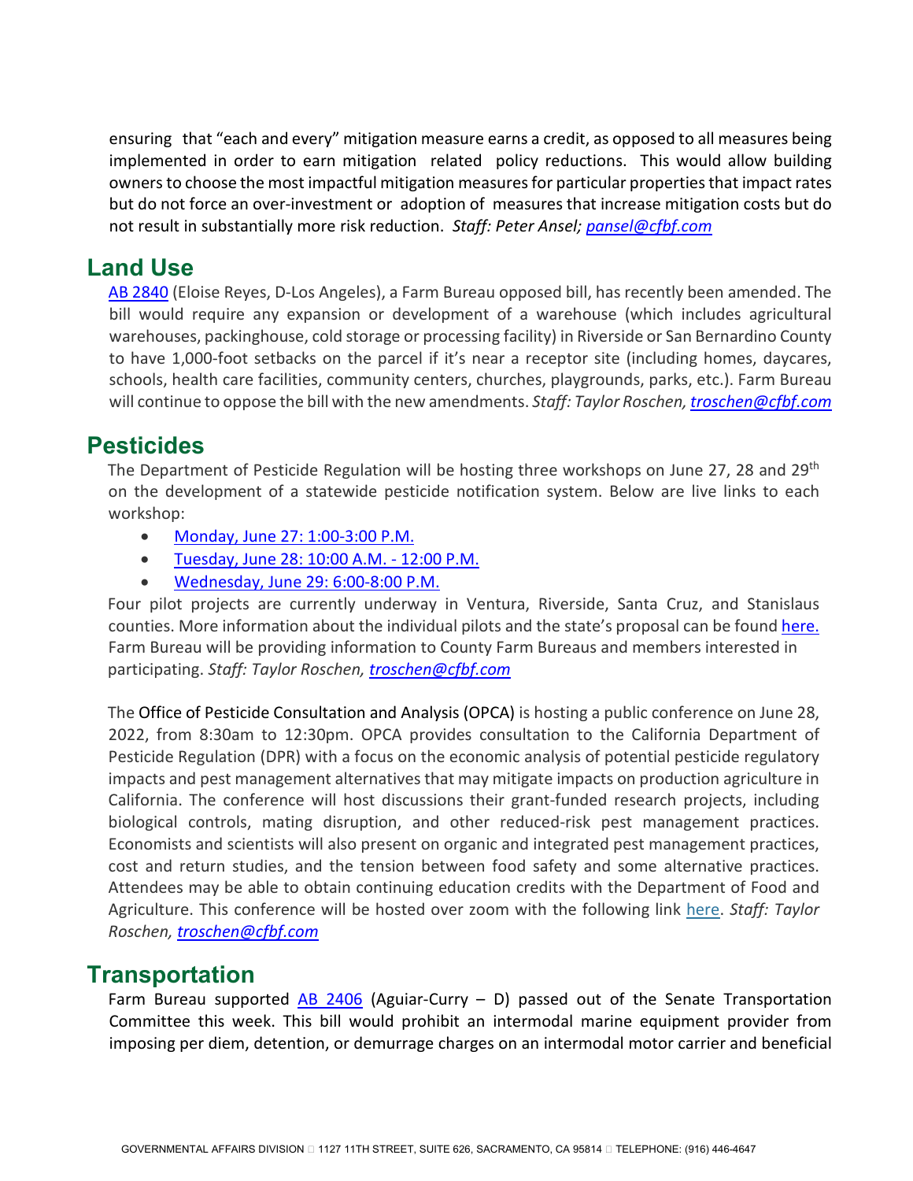ensuring that "each and every" mitigation measure earns a credit, as opposed to all measures being implemented in order to earn mitigation related policy reductions. This would allow building owners to choose the most impactful mitigation measures for particular properties that impact rates but do not force an over-investment or adoption of measures that increase mitigation costs but do not result in substantially more risk reduction. *Staff: Peter Ansel; pansel@cfbf.com*

## Land Use

AB 2840 (Eloise Reyes, D-Los Angeles), a Farm Bureau opposed bill, has recently been amended. The bill would require any expansion or development of a warehouse (which includes agricultural warehouses, packinghouse, cold storage or processing facility) in Riverside or San Bernardino County to have 1,000-foot setbacks on the parcel if it's near a receptor site (including homes, daycares, schools, health care facilities, community centers, churches, playgrounds, parks, etc.). Farm Bureau will continue to oppose the bill with the new amendments. *Staff: Taylor Roschen, troschen@cfbf.com*

## Pesticides

The Department of Pesticide Regulation will be hosting three workshops on June 27, 28 and 29th on the development of a statewide pesticide notification system. Below are live links to each workshop:

- Monday, June 27: 1:00-3:00 P.M.
- Tuesday, June 28: 10:00 A.M. - 12:00 P.M.
- Wednesday, June 29: 6:00-8:00 P.M.

Four pilot projects are currently underway in Ventura, Riverside, Santa Cruz, and Stanislaus counties. More information about the individual pilots and the state's proposal can be found here. Farm Bureau will be providing information to County Farm Bureaus and members interested in participating. *Staff: Taylor Roschen, troschen@cfbf.com*

The Office of Pesticide Consultation and Analysis (OPCA) is hosting a public conference on June 28, 2022, from 8:30am to 12:30pm. OPCA provides consultation to the California Department of Pesticide Regulation (DPR) with a focus on the economic analysis of potential pesticide regulatory impacts and pest management alternatives that may mitigate impacts on production agriculture in California. The conference will host discussions their grant-funded research projects, including biological controls, mating disruption, and other reduced-risk pest management practices. Economists and scientists will also present on organic and integrated pest management practices, cost and return studies, and the tension between food safety and some alternative practices. Attendees may be able to obtain continuing education credits with the Department of Food and Agriculture. This conference will be hosted over zoom with the following link here. *Staff: Taylor Roschen, troschen@cfbf.com*

## Transportation

Farm Bureau supported AB 2406 (Aguiar-Curry – D) passed out of the Senate Transportation Committee this week. This bill would prohibit an intermodal marine equipment provider from imposing per diem, detention, or demurrage charges on an intermodal motor carrier and beneficial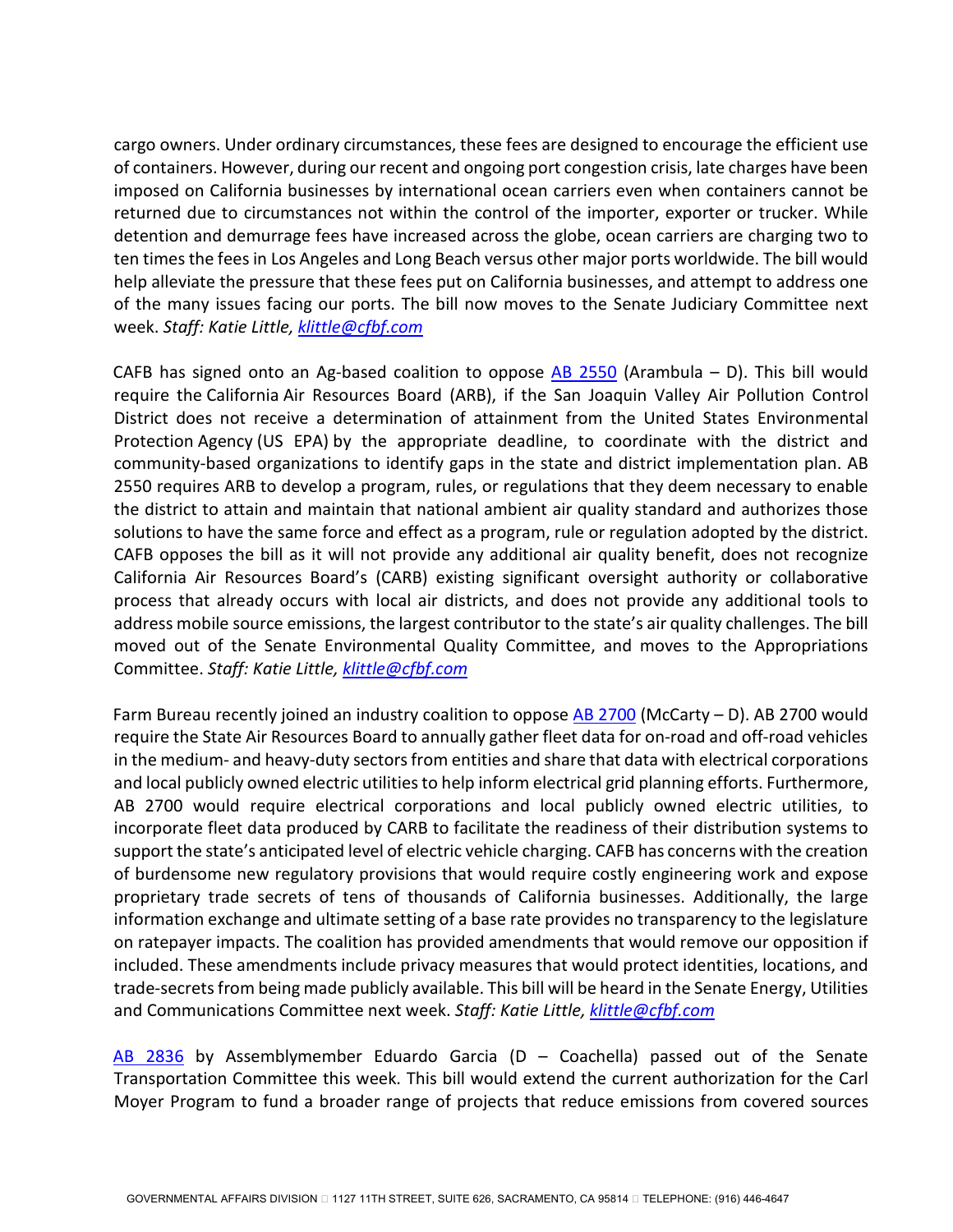cargo owners. Under ordinary circumstances, these fees are designed to encourage the efficient use of containers. However, during our recent and ongoing port congestion crisis, late charges have been imposed on California businesses by international ocean carriers even when containers cannot be returned due to circumstances not within the control of the importer, exporter or trucker. While detention and demurrage fees have increased across the globe, ocean carriers are charging two to ten times the fees in Los Angeles and Long Beach versus other major ports worldwide. The bill would help alleviate the pressure that these fees put on California businesses, and attempt to address one of the many issues facing our ports. The bill now moves to the Senate Judiciary Committee next week. *Staff: Katie Little, [klittle@cfbf.com](mailto:klittle@cfbf.com)*

CAFB has signed onto an Ag-based coalition to oppose [AB 2550](#) (Arambula – D). This bill would require the California Air Resources Board (ARB), if the San Joaquin Valley Air Pollution Control District does not receive a determination of attainment from the United States Environmental Protection Agency (US EPA) by the appropriate deadline, to coordinate with the district and community-based organizations to identify gaps in the state and district implementation plan. AB 2550 requires ARB to develop a program, rules, or regulations that they deem necessary to enable the district to attain and maintain that national ambient air quality standard and authorizes those solutions to have the same force and effect as a program, rule or regulation adopted by the district. CAFB opposes the bill as it will not provide any additional air quality benefit, does not recognize California Air Resources Board's (CARB) existing significant oversight authority or collaborative process that already occurs with local air districts, and does not provide any additional tools to address mobile source emissions, the largest contributor to the state's air quality challenges. The bill moved out of the Senate Environmental Quality Committee, and moves to the Appropriations Committee. *Staff: Katie Little, [klittle@cfbf.com](mailto:klittle@cfbf.com)*

Farm Bureau recently joined an industry coalition to oppose [AB 2700](#) (McCarty – D). AB 2700 would require the State Air Resources Board to annually gather fleet data for on-road and off-road vehicles in the medium- and heavy-duty sectors from entities and share that data with electrical corporations and local publicly owned electric utilities to help inform electrical grid planning efforts. Furthermore, AB 2700 would require electrical corporations and local publicly owned electric utilities, to incorporate fleet data produced by CARB to facilitate the readiness of their distribution systems to support the state's anticipated level of electric vehicle charging. CAFB has concerns with the creation of burdensome new regulatory provisions that would require costly engineering work and expose proprietary trade secrets of tens of thousands of California businesses. Additionally, the large information exchange and ultimate setting of a base rate provides no transparency to the legislature on ratepayer impacts. The coalition has provided amendments that would remove our opposition if included. These amendments include privacy measures that would protect identities, locations, and trade-secrets from being made publicly available. This bill will be heard in the Senate Energy, Utilities and Communications Committee next week. *Staff: Katie Little, [klittle@cfbf.com](mailto:klittle@cfbf.com)*

[AB 2836](#) by Assemblymember Eduardo Garcia (D – Coachella) passed out of the Senate Transportation Committee this week. This bill would extend the current authorization for the Carl Moyer Program to fund a broader range of projects that reduce emissions from covered sources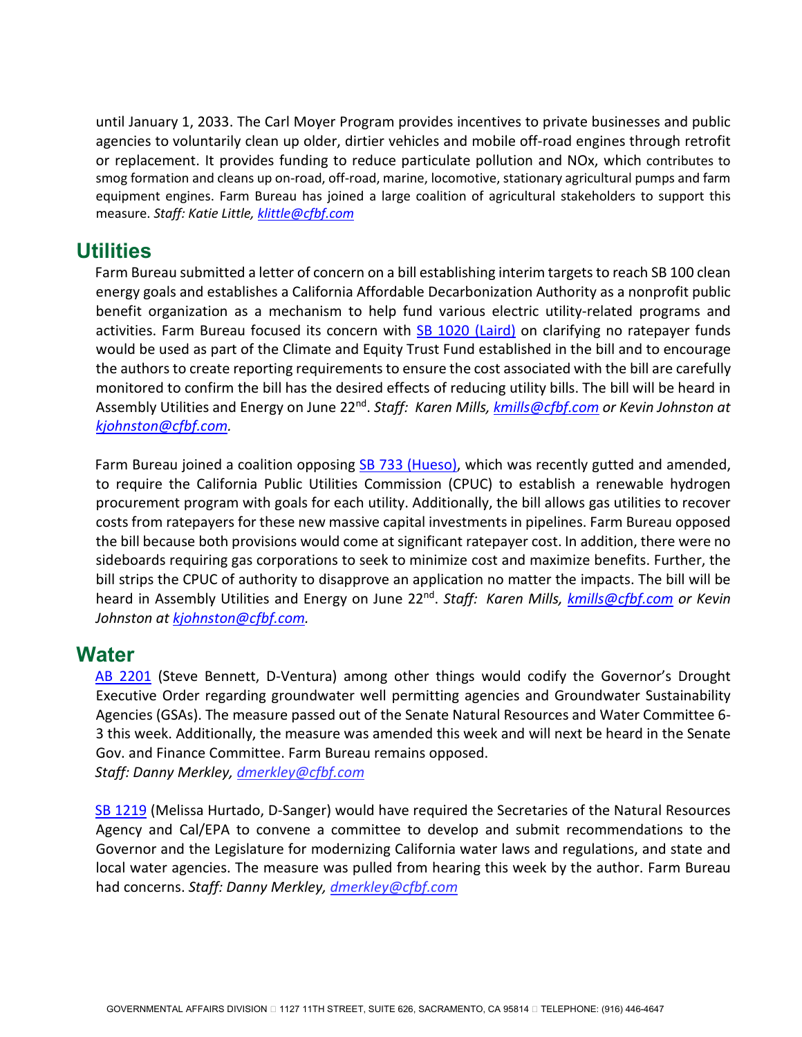until January 1, 2033. The Carl Moyer Program provides incentives to private businesses and public agencies to voluntarily clean up older, dirtier vehicles and mobile off-road engines through retrofit or replacement. It provides funding to reduce particulate pollution and NOx, which contributes to smog formation and cleans up on-road, off-road, marine, locomotive, stationary agricultural pumps and farm equipment engines. Farm Bureau has joined a large coalition of agricultural stakeholders to support this measure. *Staff: Katie Little, klittle@cfbf.com*

## Utilities

Farm Bureau submitted a letter of concern on a bill establishing interim targets to reach SB 100 clean energy goals and establishes a California Affordable Decarbonization Authority as a nonprofit public benefit organization as a mechanism to help fund various electric utility-related programs and activities. Farm Bureau focused its concern with SB 1020 (Laird) on clarifying no ratepayer funds would be used as part of the Climate and Equity Trust Fund established in the bill and to encourage the authors to create reporting requirements to ensure the cost associated with the bill are carefully monitored to confirm the bill has the desired effects of reducing utility bills. The bill will be heard in Assembly Utilities and Energy on June 22nd. *Staff: Karen Mills, kmills@cfbf.com or Kevin Johnston at kjohnston@cfbf.com.*

Farm Bureau joined a coalition opposing SB 733 (Hueso), which was recently gutted and amended, to require the California Public Utilities Commission (CPUC) to establish a renewable hydrogen procurement program with goals for each utility. Additionally, the bill allows gas utilities to recover costs from ratepayers for these new massive capital investments in pipelines. Farm Bureau opposed the bill because both provisions would come at significant ratepayer cost. In addition, there were no sideboards requiring gas corporations to seek to minimize cost and maximize benefits. Further, the bill strips the CPUC of authority to disapprove an application no matter the impacts. The bill will be heard in Assembly Utilities and Energy on June 22nd. *Staff: Karen Mills, kmills@cfbf.com or Kevin Johnston at kjohnston@cfbf.com.*

## Water

AB 2201 (Steve Bennett, D-Ventura) among other things would codify the Governor's Drought Executive Order regarding groundwater well permitting agencies and Groundwater Sustainability Agencies (GSAs). The measure passed out of the Senate Natural Resources and Water Committee 6-3 this week. Additionally, the measure was amended this week and will next be heard in the Senate Gov. and Finance Committee. Farm Bureau remains opposed.
*Staff: Danny Merkley, dmerkley@cfbf.com*

SB 1219 (Melissa Hurtado, D-Sanger) would have required the Secretaries of the Natural Resources Agency and Cal/EPA to convene a committee to develop and submit recommendations to the Governor and the Legislature for modernizing California water laws and regulations, and state and local water agencies. The measure was pulled from hearing this week by the author. Farm Bureau had concerns. *Staff: Danny Merkley, dmerkley@cfbf.com*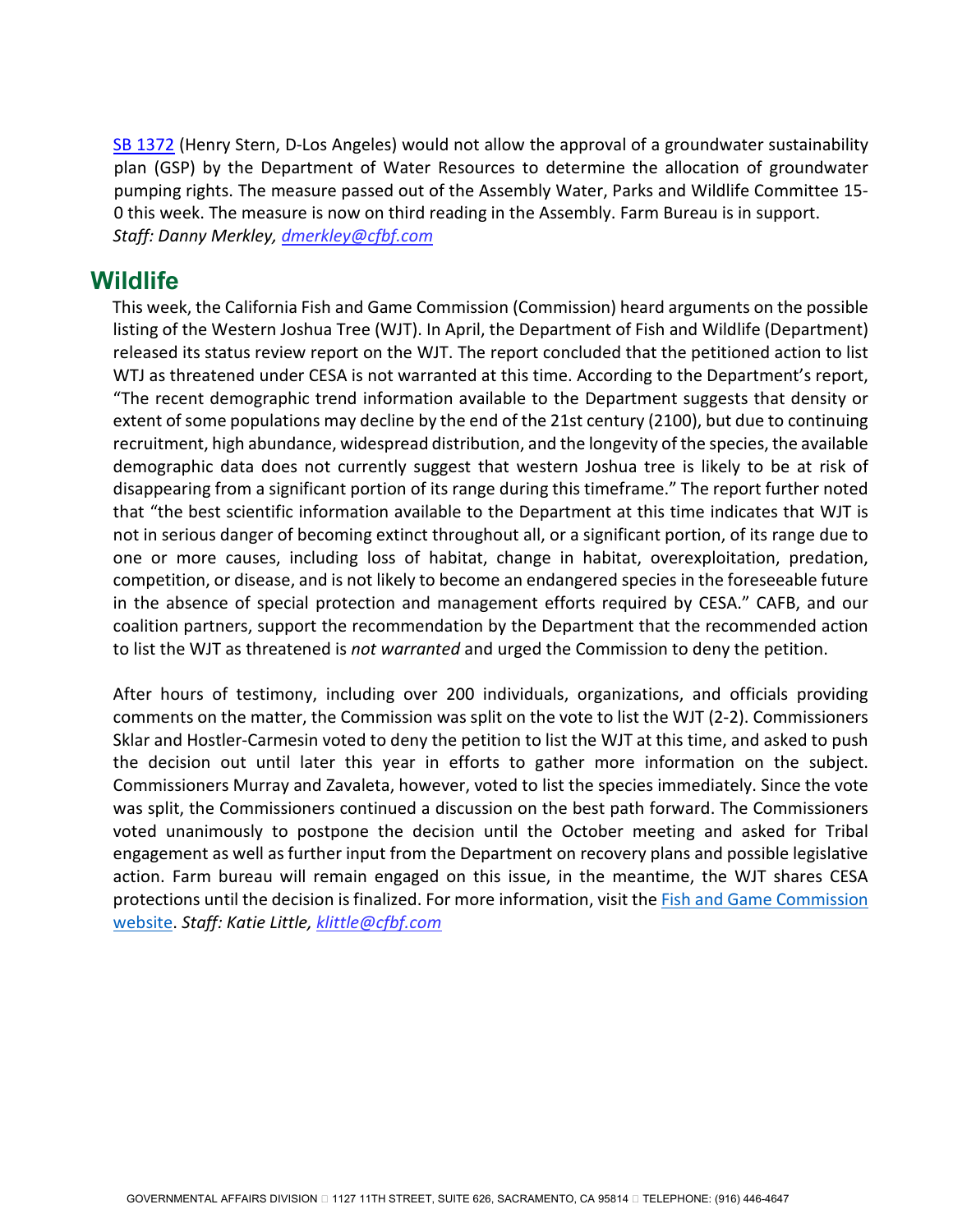[SB 1372](#) (Henry Stern, D-Los Angeles) would not allow the approval of a groundwater sustainability plan (GSP) by the Department of Water Resources to determine the allocation of groundwater pumping rights. The measure passed out of the Assembly Water, Parks and Wildlife Committee 15-0 this week. The measure is now on third reading in the Assembly. Farm Bureau is in support.
*Staff: Danny Merkley, [dmerkley@cfbf.com](mailto:dmerkley@cfbf.com)*

## Wildlife

This week, the California Fish and Game Commission (Commission) heard arguments on the possible listing of the Western Joshua Tree (WJT). In April, the Department of Fish and Wildlife (Department) released its status review report on the WJT. The report concluded that the petitioned action to list WTJ as threatened under CESA is not warranted at this time. According to the Department's report, "The recent demographic trend information available to the Department suggests that density or extent of some populations may decline by the end of the 21st century (2100), but due to continuing recruitment, high abundance, widespread distribution, and the longevity of the species, the available demographic data does not currently suggest that western Joshua tree is likely to be at risk of disappearing from a significant portion of its range during this timeframe." The report further noted that "the best scientific information available to the Department at this time indicates that WJT is not in serious danger of becoming extinct throughout all, or a significant portion, of its range due to one or more causes, including loss of habitat, change in habitat, overexploitation, predation, competition, or disease, and is not likely to become an endangered species in the foreseeable future in the absence of special protection and management efforts required by CESA." CAFB, and our coalition partners, support the recommendation by the Department that the recommended action to list the WJT as threatened is *not warranted* and urged the Commission to deny the petition.

After hours of testimony, including over 200 individuals, organizations, and officials providing comments on the matter, the Commission was split on the vote to list the WJT (2-2). Commissioners Sklar and Hostler-Carmesin voted to deny the petition to list the WJT at this time, and asked to push the decision out until later this year in efforts to gather more information on the subject. Commissioners Murray and Zavaleta, however, voted to list the species immediately. Since the vote was split, the Commissioners continued a discussion on the best path forward. The Commissioners voted unanimously to postpone the decision until the October meeting and asked for Tribal engagement as well as further input from the Department on recovery plans and possible legislative action. Farm bureau will remain engaged on this issue, in the meantime, the WJT shares CESA protections until the decision is finalized. For more information, visit the [Fish and Game Commission website](#). *Staff: Katie Little, [klittle@cfbf.com](mailto:klittle@cfbf.com)*